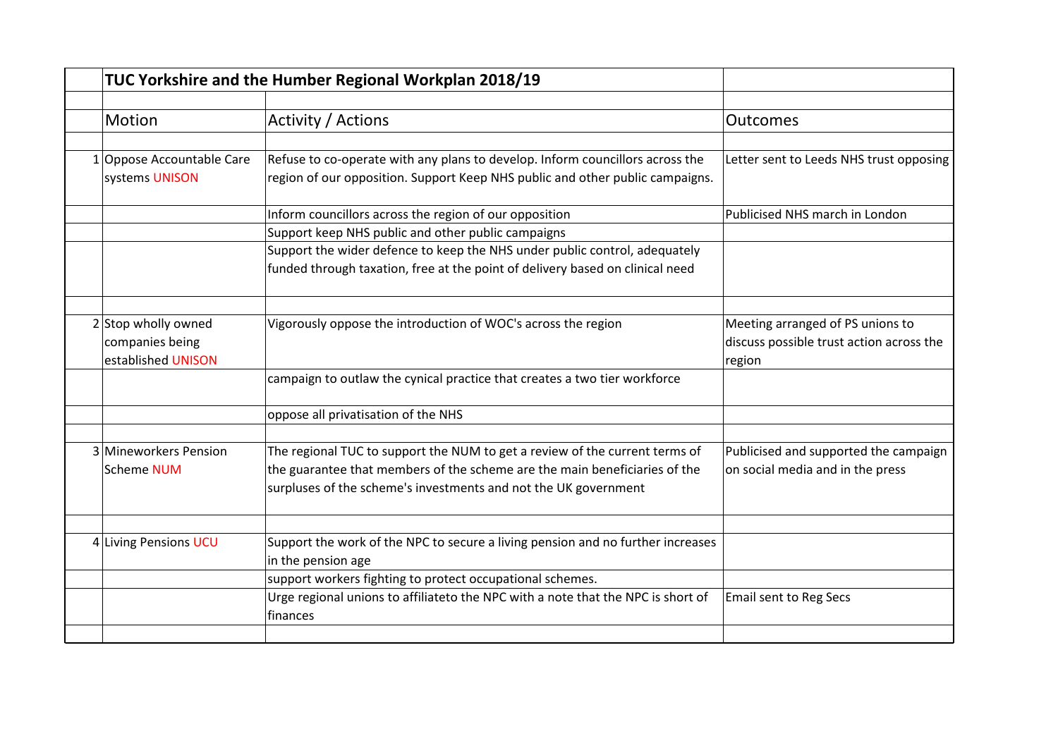# TUC Yorkshire and the Humber Regional Workplan 2018/19

| | Motion | Activity / Actions | Outcomes |
|---|---|---|---|
| 1 | Oppose Accountable Care systems UNISON | Refuse to co-operate with any plans to develop. Inform councillors across the region of our opposition. Support Keep NHS public and other public campaigns. | Letter sent to Leeds NHS trust opposing |
| | | Inform councillors across the region of our opposition | Publicised NHS march in London |
| | | Support keep NHS public and other public campaigns | |
| | | Support the wider defence to keep the NHS under public control, adequately funded through taxation, free at the point of delivery based on clinical need | |
| 2 | Stop wholly owned companies being established UNISON | Vigorously oppose the introduction of WOC's across the region | Meeting arranged of PS unions to discuss possible trust action across the region |
| | | campaign to outlaw the cynical practice that creates a two tier workforce | |
| | | oppose all privatisation of the NHS | |
| 3 | Mineworkers Pension Scheme NUM | The regional TUC to support the NUM to get a review of the current terms of the guarantee that members of the scheme are the main beneficiaries of the surpluses of the scheme's investments and not the UK government | Publicised and supported the campaign on social media and in the press |
| 4 | Living Pensions UCU | Support the work of the NPC to secure a living pension and no further increases in the pension age | |
| | | support workers fighting to protect occupational schemes. | |
| | | Urge regional unions to affiliateto the NPC with a note that the NPC is short of finances | Email sent to Reg Secs |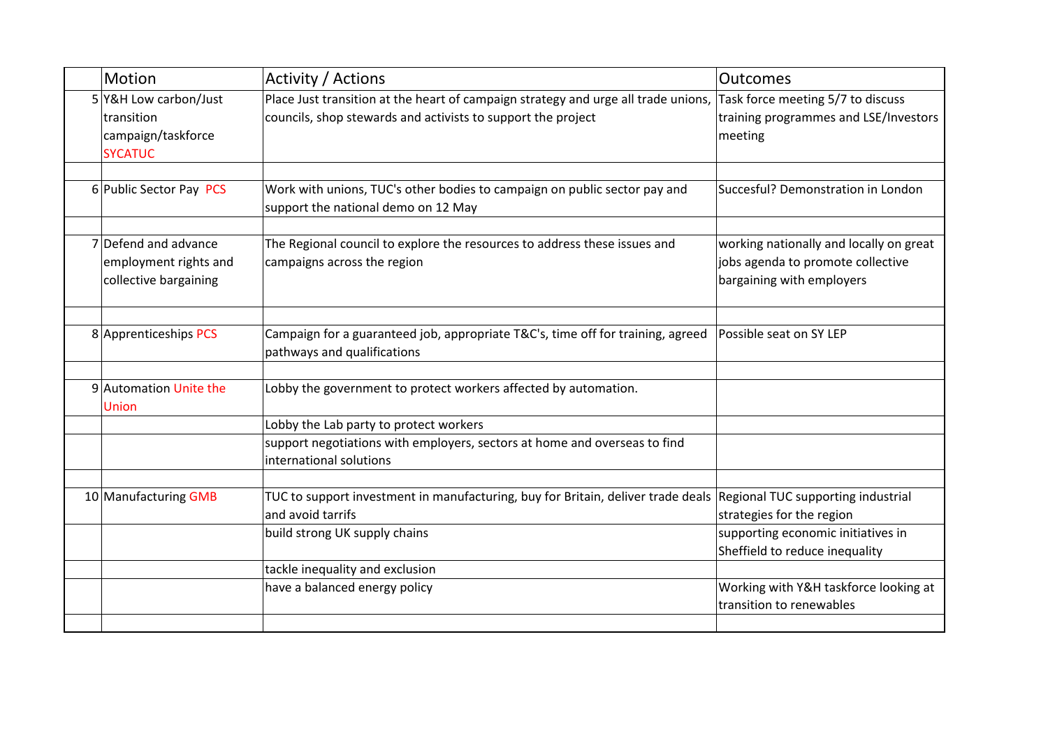| | Motion | Activity / Actions | Outcomes |
|---|---|---|---|
| 5 | Y&H Low carbon/Just transition campaign/taskforce SYCATUC | Place Just transition at the heart of campaign strategy and urge all trade unions, councils, shop stewards and activists to support the project | Task force meeting 5/7 to discuss training programmes and LSE/Investors meeting |
| | | | |
| 6 | Public Sector Pay PCS | Work with unions, TUC's other bodies to campaign on public sector pay and support the national demo on 12 May | Succesful? Demonstration in London |
| | | | |
| 7 | Defend and advance employment rights and collective bargaining | The Regional council to explore the resources to address these issues and campaigns across the region | working nationally and locally on great jobs agenda to promote collective bargaining with employers |
| | | | |
| 8 | Apprenticeships PCS | Campaign for a guaranteed job, appropriate T&C's, time off for training, agreed pathways and qualifications | Possible seat on SY LEP |
| | | | |
| 9 | Automation Unite the Union | Lobby the government to protect workers affected by automation. | |
| | | Lobby the Lab party to protect workers | |
| | | support negotiations with employers, sectors at home and overseas to find international solutions | |
| | | | |
| 10 | Manufacturing GMB | TUC to support investment in manufacturing, buy for Britain, deliver trade deals and avoid tarrifs | Regional TUC supporting industrial strategies for the region |
| | | build strong UK supply chains | supporting economic initiatives in Sheffield to reduce inequality |
| | | tackle inequality and exclusion | |
| | | have a balanced energy policy | Working with Y&H taskforce looking at transition to renewables |
| | | | |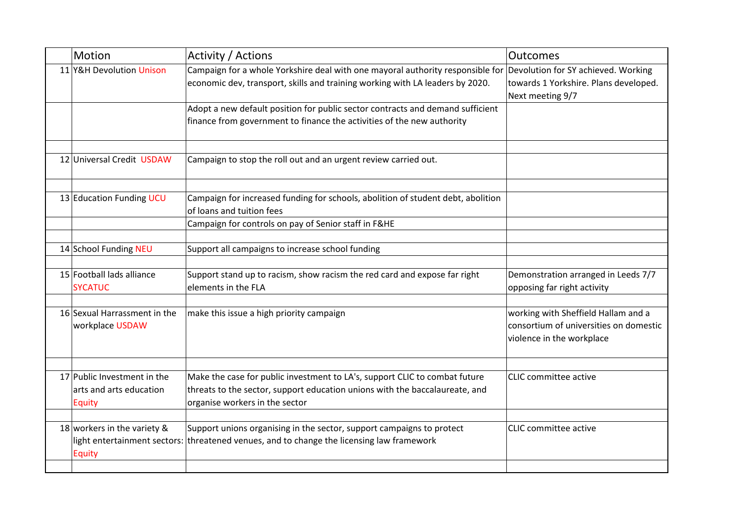| | Motion | Activity / Actions | Outcomes |
|---|---|---|---|
| 11 | Y&H Devolution Unison | Campaign for a whole Yorkshire deal with one mayoral authority responsible for economic dev, transport, skills and training working with LA leaders by 2020. | Devolution for SY achieved. Working towards 1 Yorkshire. Plans developed. Next meeting 9/7 |
| | | Adopt a new default position for public sector contracts and demand sufficient finance from government to finance the activities of the new authority | |
| | | | |
| 12 | Universal Credit USDAW | Campaign to stop the roll out and an urgent review carried out. | |
| | | | |
| 13 | Education Funding UCU | Campaign for increased funding for schools, abolition of student debt, abolition of loans and tuition fees | |
| | | Campaign for controls on pay of Senior staff in F&HE | |
| | | | |
| 14 | School Funding NEU | Support all campaigns to increase school funding | |
| | | | |
| 15 | Football lads alliance SYCATUC | Support stand up to racism, show racism the red card and expose far right elements in the FLA | Demonstration arranged in Leeds 7/7 opposing far right activity |
| | | | |
| 16 | Sexual Harrassment in the workplace USDAW | make this issue a high priority campaign | working with Sheffield Hallam and a consortium of universities on domestic violence in the workplace |
| | | | |
| 17 | Public Investment in the arts and arts education Equity | Make the case for public investment to LA's, support CLIC to combat future threats to the sector, support education unions with the baccalaureate, and organise workers in the sector | CLIC committee active |
| | | | |
| 18 | workers in the variety & light entertainment sectors: Equity | Support unions organising in the sector, support campaigns to protect threatened venues, and to change the licensing law framework | CLIC committee active |
| | | | |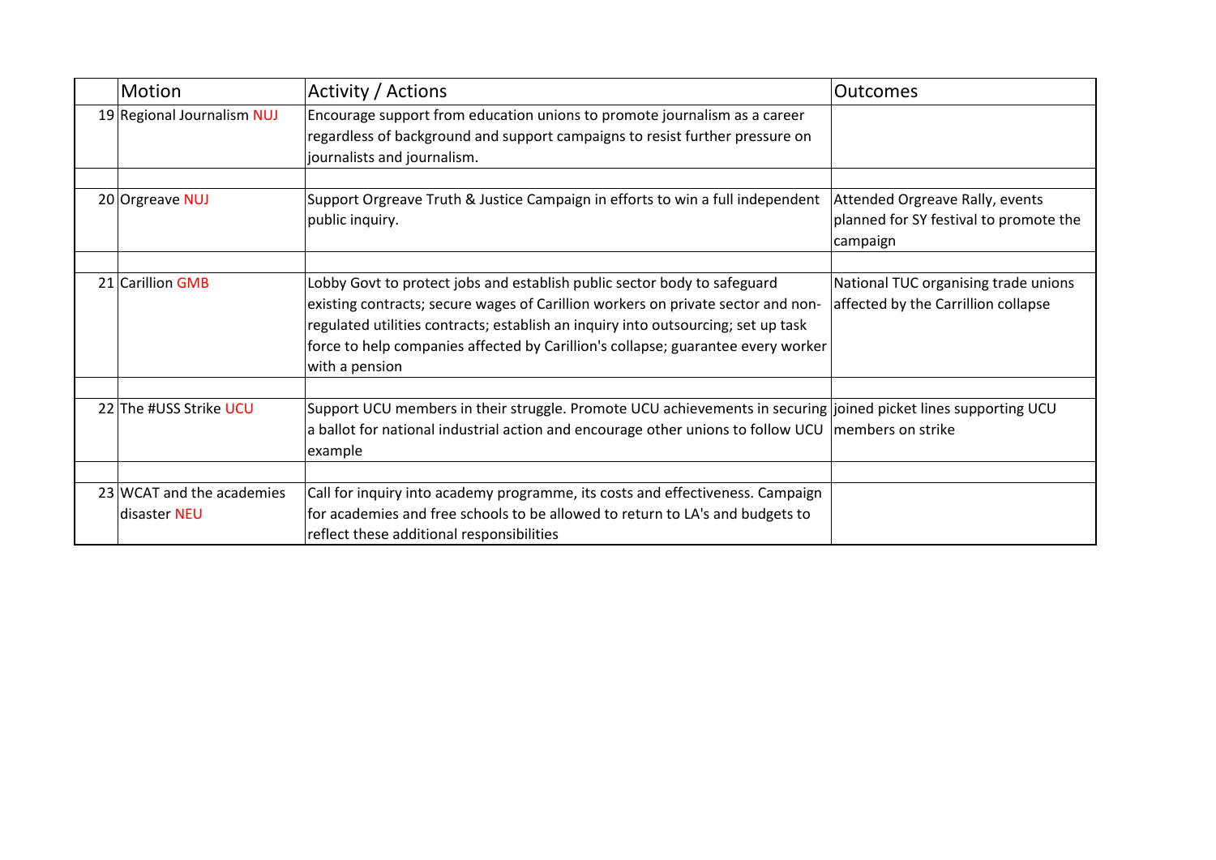| | Motion | Activity / Actions | Outcomes |
|---|---|---|---|
| 19 | Regional Journalism NUJ | Encourage support from education unions to promote journalism as a career regardless of background and support campaigns to resist further pressure on journalists and journalism. | |
| | | | |
| 20 | Orgreave NUJ | Support Orgreave Truth & Justice Campaign in efforts to win a full independent public inquiry. | Attended Orgreave Rally, events planned for SY festival to promote the campaign |
| | | | |
| 21 | Carillion GMB | Lobby Govt to protect jobs and establish public sector body to safeguard existing contracts; secure wages of Carillion workers on private sector and non-regulated utilities contracts; establish an inquiry into outsourcing; set up task force to help companies affected by Carillion's collapse; guarantee every worker with a pension | National TUC organising trade unions affected by the Carrillion collapse |
| | | | |
| 22 | The #USS Strike UCU | Support UCU members in their struggle. Promote UCU achievements in securing a ballot for national industrial action and encourage other unions to follow UCU example | joined picket lines supporting UCU members on strike |
| | | | |
| 23 | WCAT and the academies disaster NEU | Call for inquiry into academy programme, its costs and effectiveness. Campaign for academies and free schools to be allowed to return to LA's and budgets to reflect these additional responsibilities | |